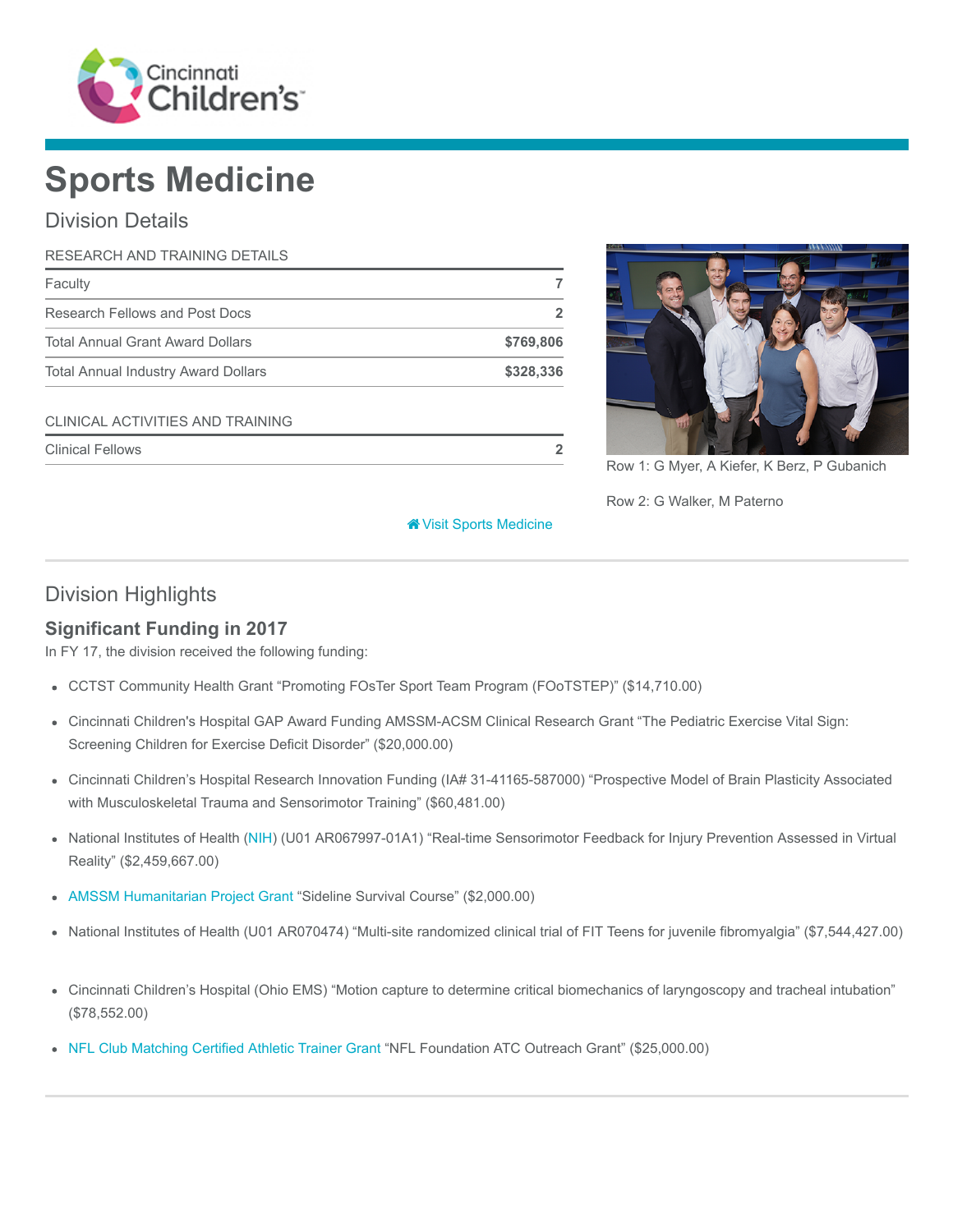# Sports Medicine

## Division Details

| RESEARCH AND TRAINING DETAILS | |
|---|---|
| Faculty | 7 |
| Research Fellows and Post Docs | 2 |
| Total Annual Grant Award Dollars | $769,806 |
| Total Annual Industry Award Dollars | $328,336 |

| CLINICAL ACTIVITIES AND TRAINING | |
|---|---|
| Clinical Fellows | 2 |

Row 1: G Myer, A Kiefer, K Berz, P Gubanich

Row 2: G Walker, M Paterno

Visit Sports Medicine

## Division Highlights

### Significant Funding in 2017

In FY 17, the division received the following funding:

- CCTST Community Health Grant “Promoting FOsTer Sport Team Program (FOoTSTEP)” ($14,710.00)
- Cincinnati Children's Hospital GAP Award Funding AMSSM-ACSM Clinical Research Grant “The Pediatric Exercise Vital Sign: Screening Children for Exercise Deficit Disorder” ($20,000.00)
- Cincinnati Children’s Hospital Research Innovation Funding (IA# 31-41165-587000) “Prospective Model of Brain Plasticity Associated with Musculoskeletal Trauma and Sensorimotor Training” ($60,481.00)
- National Institutes of Health (NIH) (U01 AR067997-01A1) “Real-time Sensorimotor Feedback for Injury Prevention Assessed in Virtual Reality” ($2,459,667.00)
- AMSSM Humanitarian Project Grant “Sideline Survival Course” ($2,000.00)
- National Institutes of Health (U01 AR070474) “Multi-site randomized clinical trial of FIT Teens for juvenile fibromyalgia” ($7,544,427.00)
- Cincinnati Children’s Hospital (Ohio EMS) “Motion capture to determine critical biomechanics of laryngoscopy and tracheal intubation” ($78,552.00)
- NFL Club Matching Certified Athletic Trainer Grant “NFL Foundation ATC Outreach Grant” ($25,000.00)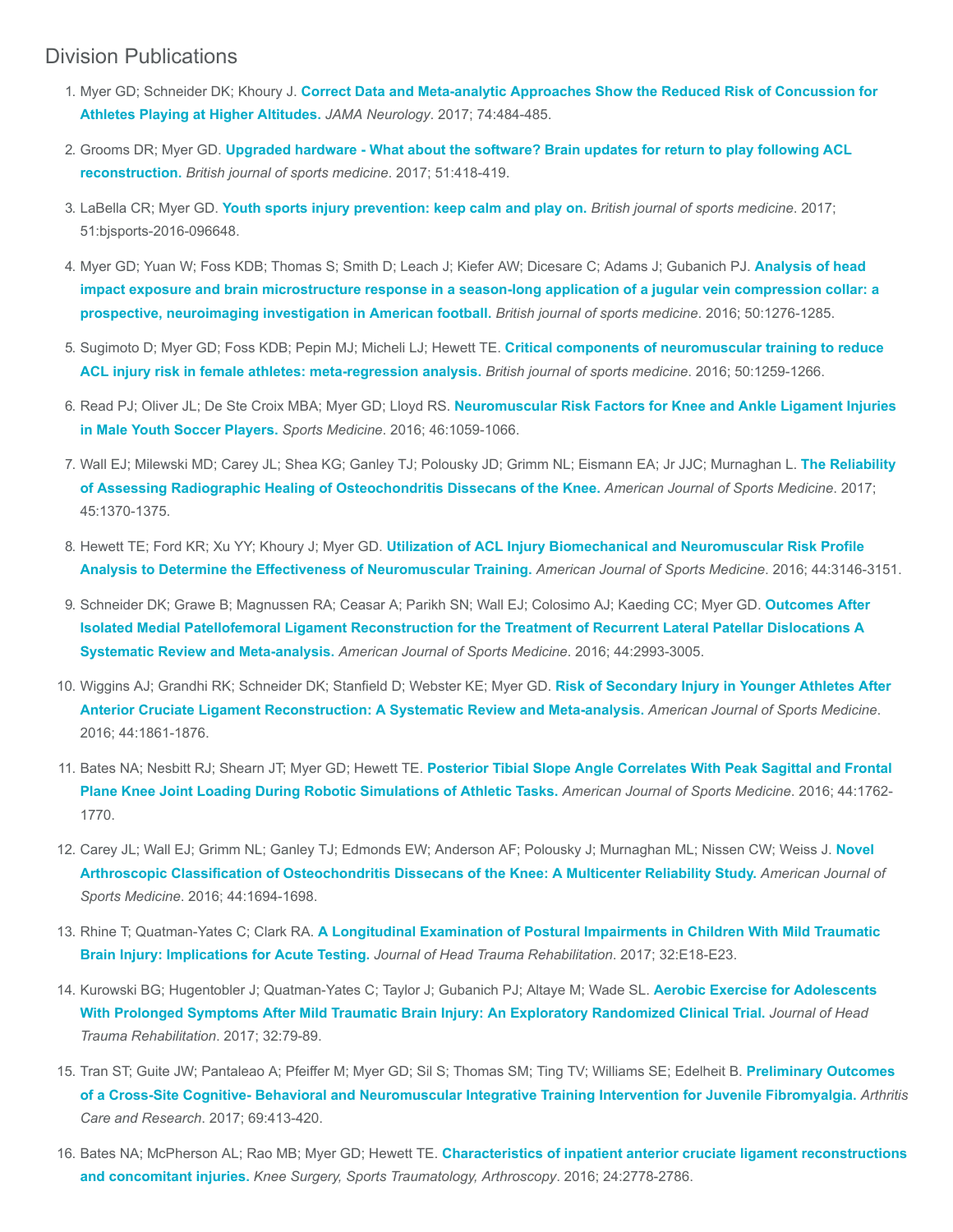## Division Publications

1. Myer GD; Schneider DK; Khoury J. **Correct Data and Meta-analytic Approaches Show the Reduced Risk of Concussion for Athletes Playing at Higher Altitudes.** *JAMA Neurology*. 2017; 74:484-485.
2. Grooms DR; Myer GD. **Upgraded hardware - What about the software? Brain updates for return to play following ACL reconstruction.** *British journal of sports medicine*. 2017; 51:418-419.
3. LaBella CR; Myer GD. **Youth sports injury prevention: keep calm and play on.** *British journal of sports medicine*. 2017; 51:bjsports-2016-096648.
4. Myer GD; Yuan W; Foss KDB; Thomas S; Smith D; Leach J; Kiefer AW; Dicesare C; Adams J; Gubanich PJ. **Analysis of head impact exposure and brain microstructure response in a season-long application of a jugular vein compression collar: a prospective, neuroimaging investigation in American football.** *British journal of sports medicine*. 2016; 50:1276-1285.
5. Sugimoto D; Myer GD; Foss KDB; Pepin MJ; Micheli LJ; Hewett TE. **Critical components of neuromuscular training to reduce ACL injury risk in female athletes: meta-regression analysis.** *British journal of sports medicine*. 2016; 50:1259-1266.
6. Read PJ; Oliver JL; De Ste Croix MBA; Myer GD; Lloyd RS. **Neuromuscular Risk Factors for Knee and Ankle Ligament Injuries in Male Youth Soccer Players.** *Sports Medicine*. 2016; 46:1059-1066.
7. Wall EJ; Milewski MD; Carey JL; Shea KG; Ganley TJ; Polousky JD; Grimm NL; Eismann EA; Jr JJC; Murnaghan L. **The Reliability of Assessing Radiographic Healing of Osteochondritis Dissecans of the Knee.** *American Journal of Sports Medicine*. 2017; 45:1370-1375.
8. Hewett TE; Ford KR; Xu YY; Khoury J; Myer GD. **Utilization of ACL Injury Biomechanical and Neuromuscular Risk Profile Analysis to Determine the Effectiveness of Neuromuscular Training.** *American Journal of Sports Medicine*. 2016; 44:3146-3151.
9. Schneider DK; Grawe B; Magnussen RA; Ceasar A; Parikh SN; Wall EJ; Colosimo AJ; Kaeding CC; Myer GD. **Outcomes After Isolated Medial Patellofemoral Ligament Reconstruction for the Treatment of Recurrent Lateral Patellar Dislocations A Systematic Review and Meta-analysis.** *American Journal of Sports Medicine*. 2016; 44:2993-3005.
10. Wiggins AJ; Grandhi RK; Schneider DK; Stanfield D; Webster KE; Myer GD. **Risk of Secondary Injury in Younger Athletes After Anterior Cruciate Ligament Reconstruction: A Systematic Review and Meta-analysis.** *American Journal of Sports Medicine*. 2016; 44:1861-1876.
11. Bates NA; Nesbitt RJ; Shearn JT; Myer GD; Hewett TE. **Posterior Tibial Slope Angle Correlates With Peak Sagittal and Frontal Plane Knee Joint Loading During Robotic Simulations of Athletic Tasks.** *American Journal of Sports Medicine*. 2016; 44:1762-1770.
12. Carey JL; Wall EJ; Grimm NL; Ganley TJ; Edmonds EW; Anderson AF; Polousky J; Murnaghan ML; Nissen CW; Weiss J. **Novel Arthroscopic Classification of Osteochondritis Dissecans of the Knee: A Multicenter Reliability Study.** *American Journal of Sports Medicine*. 2016; 44:1694-1698.
13. Rhine T; Quatman-Yates C; Clark RA. **A Longitudinal Examination of Postural Impairments in Children With Mild Traumatic Brain Injury: Implications for Acute Testing.** *Journal of Head Trauma Rehabilitation*. 2017; 32:E18-E23.
14. Kurowski BG; Hugentobler J; Quatman-Yates C; Taylor J; Gubanich PJ; Altaye M; Wade SL. **Aerobic Exercise for Adolescents With Prolonged Symptoms After Mild Traumatic Brain Injury: An Exploratory Randomized Clinical Trial.** *Journal of Head Trauma Rehabilitation*. 2017; 32:79-89.
15. Tran ST; Guite JW; Pantaleao A; Pfeiffer M; Myer GD; Sil S; Thomas SM; Ting TV; Williams SE; Edelheit B. **Preliminary Outcomes of a Cross-Site Cognitive- Behavioral and Neuromuscular Integrative Training Intervention for Juvenile Fibromyalgia.** *Arthritis Care and Research*. 2017; 69:413-420.
16. Bates NA; McPherson AL; Rao MB; Myer GD; Hewett TE. **Characteristics of inpatient anterior cruciate ligament reconstructions and concomitant injuries.** *Knee Surgery, Sports Traumatology, Arthroscopy*. 2016; 24:2778-2786.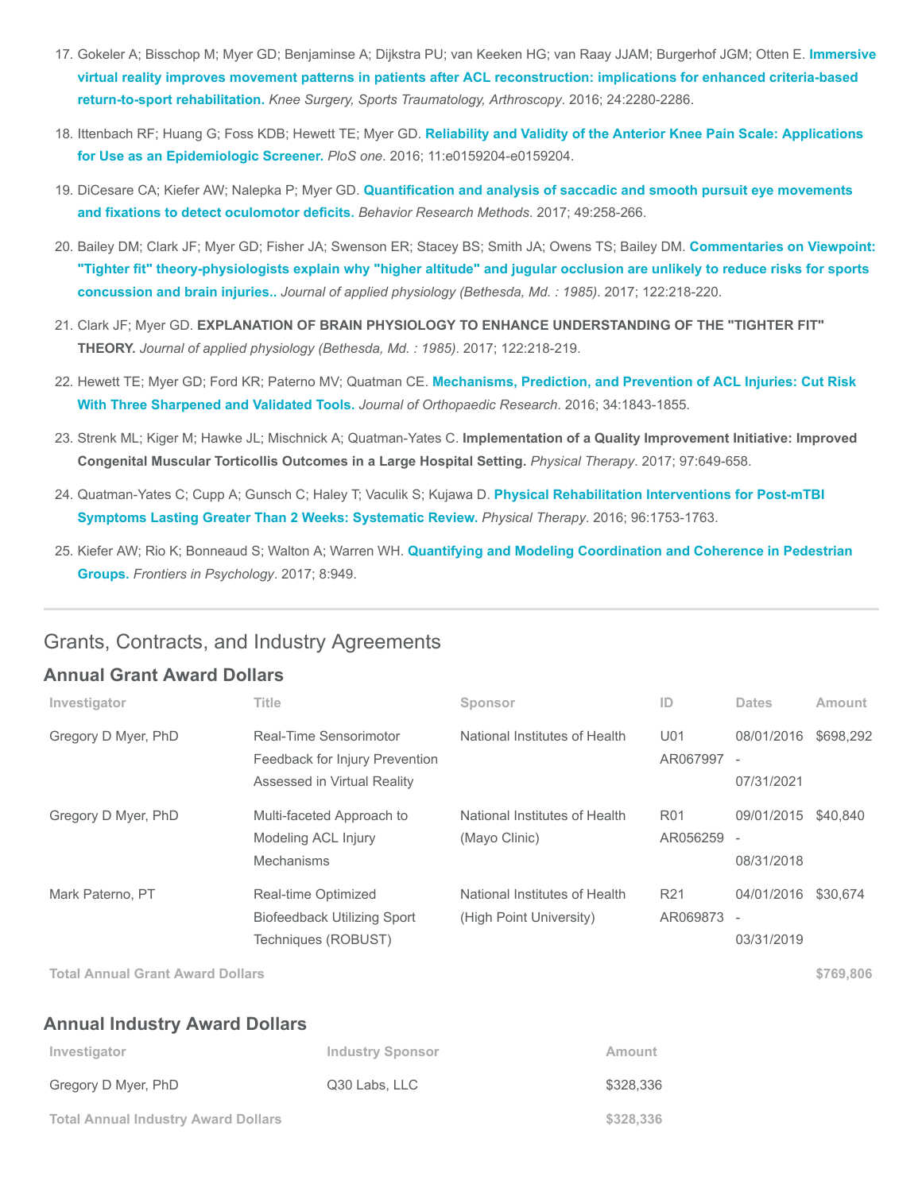17. Gokeler A; Bisschop M; Myer GD; Benjaminse A; Dijkstra PU; van Keeken HG; van Raay JJAM; Burgerhof JGM; Otten E. **Immersive virtual reality improves movement patterns in patients after ACL reconstruction: implications for enhanced criteria-based return-to-sport rehabilitation.** *Knee Surgery, Sports Traumatology, Arthroscopy*. 2016; 24:2280-2286.

18. Ittenbach RF; Huang G; Foss KDB; Hewett TE; Myer GD. **Reliability and Validity of the Anterior Knee Pain Scale: Applications for Use as an Epidemiologic Screener.** *PloS one*. 2016; 11:e0159204-e0159204.

19. DiCesare CA; Kiefer AW; Nalepka P; Myer GD. **Quantification and analysis of saccadic and smooth pursuit eye movements and fixations to detect oculomotor deficits.** *Behavior Research Methods*. 2017; 49:258-266.

20. Bailey DM; Clark JF; Myer GD; Fisher JA; Swenson ER; Stacey BS; Smith JA; Owens TS; Bailey DM. **Commentaries on Viewpoint: "Tighter fit" theory-physiologists explain why "higher altitude" and jugular occlusion are unlikely to reduce risks for sports concussion and brain injuries..** *Journal of applied physiology (Bethesda, Md. : 1985)*. 2017; 122:218-220.

21. Clark JF; Myer GD. **EXPLANATION OF BRAIN PHYSIOLOGY TO ENHANCE UNDERSTANDING OF THE "TIGHTER FIT" THEORY.** *Journal of applied physiology (Bethesda, Md. : 1985)*. 2017; 122:218-219.

22. Hewett TE; Myer GD; Ford KR; Paterno MV; Quatman CE. **Mechanisms, Prediction, and Prevention of ACL Injuries: Cut Risk With Three Sharpened and Validated Tools.** *Journal of Orthopaedic Research*. 2016; 34:1843-1855.

23. Strenk ML; Kiger M; Hawke JL; Mischnick A; Quatman-Yates C. **Implementation of a Quality Improvement Initiative: Improved Congenital Muscular Torticollis Outcomes in a Large Hospital Setting.** *Physical Therapy*. 2017; 97:649-658.

24. Quatman-Yates C; Cupp A; Gunsch C; Haley T; Vaculik S; Kujawa D. **Physical Rehabilitation Interventions for Post-mTBI Symptoms Lasting Greater Than 2 Weeks: Systematic Review.** *Physical Therapy*. 2016; 96:1753-1763.

25. Kiefer AW; Rio K; Bonneaud S; Walton A; Warren WH. **Quantifying and Modeling Coordination and Coherence in Pedestrian Groups.** *Frontiers in Psychology*. 2017; 8:949.

## Grants, Contracts, and Industry Agreements

### Annual Grant Award Dollars

| Investigator | Title | Sponsor | ID | Dates | Amount |
|---|---|---|---|---|---|
| Gregory D Myer, PhD | Real-Time Sensorimotor Feedback for Injury Prevention Assessed in Virtual Reality | National Institutes of Health | U01 AR067997 | 08/01/2016 - 07/31/2021 | $698,292 |
| Gregory D Myer, PhD | Multi-faceted Approach to Modeling ACL Injury Mechanisms | National Institutes of Health (Mayo Clinic) | R01 AR056259 | 09/01/2015 - 08/31/2018 | $40,840 |
| Mark Paterno, PT | Real-time Optimized Biofeedback Utilizing Sport Techniques (ROBUST) | National Institutes of Health (High Point University) | R21 AR069873 | 04/01/2016 - 03/31/2019 | $30,674 |
| **Total Annual Grant Award Dollars** | | | | | **$769,806** |

### Annual Industry Award Dollars

| Investigator | Industry Sponsor | Amount |
|---|---|---|
| Gregory D Myer, PhD | Q30 Labs, LLC | $328,336 |
| **Total Annual Industry Award Dollars** | | **$328,336** |